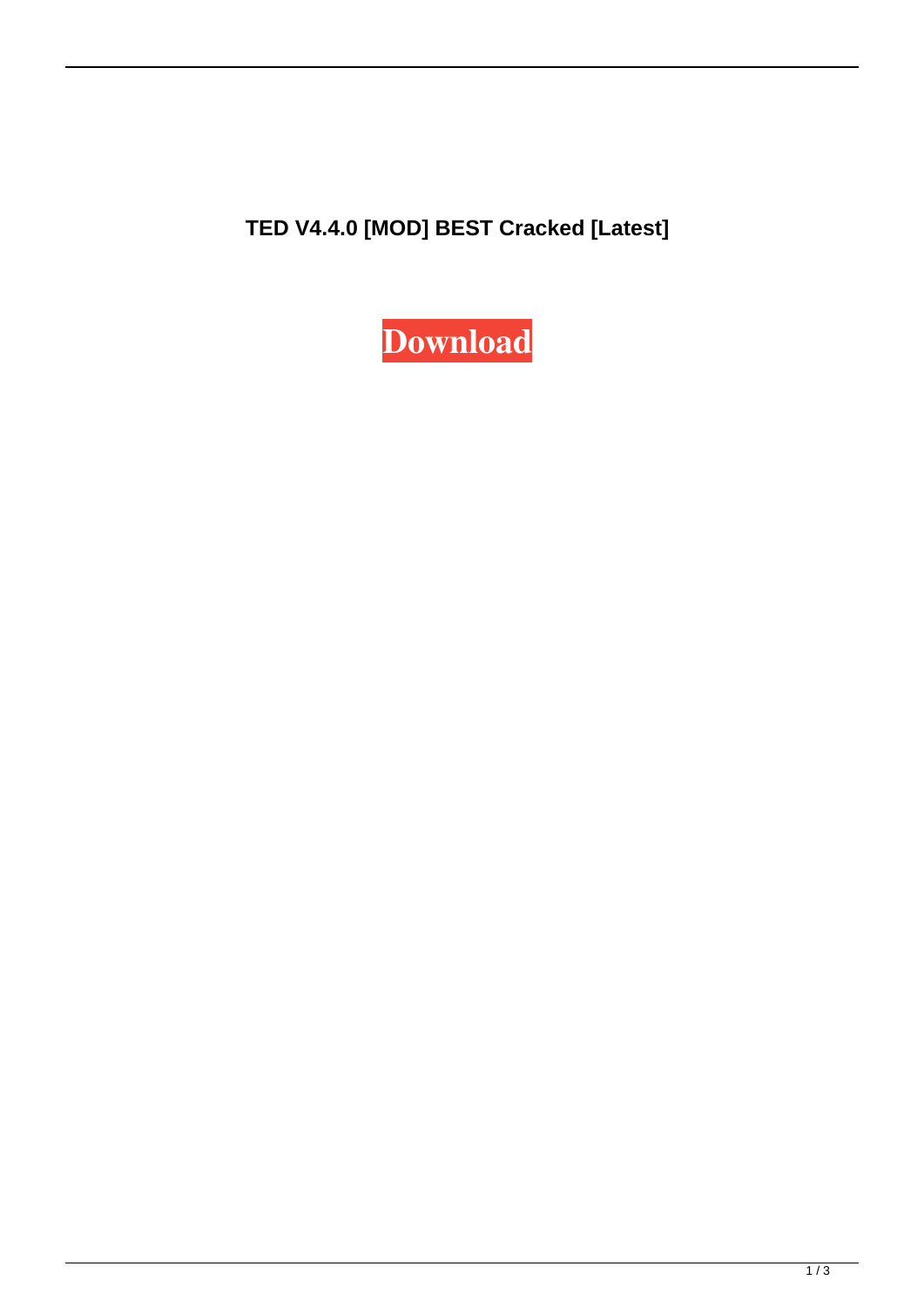**TED V4.4.0 [MOD] BEST Cracked [Latest]**

**Download**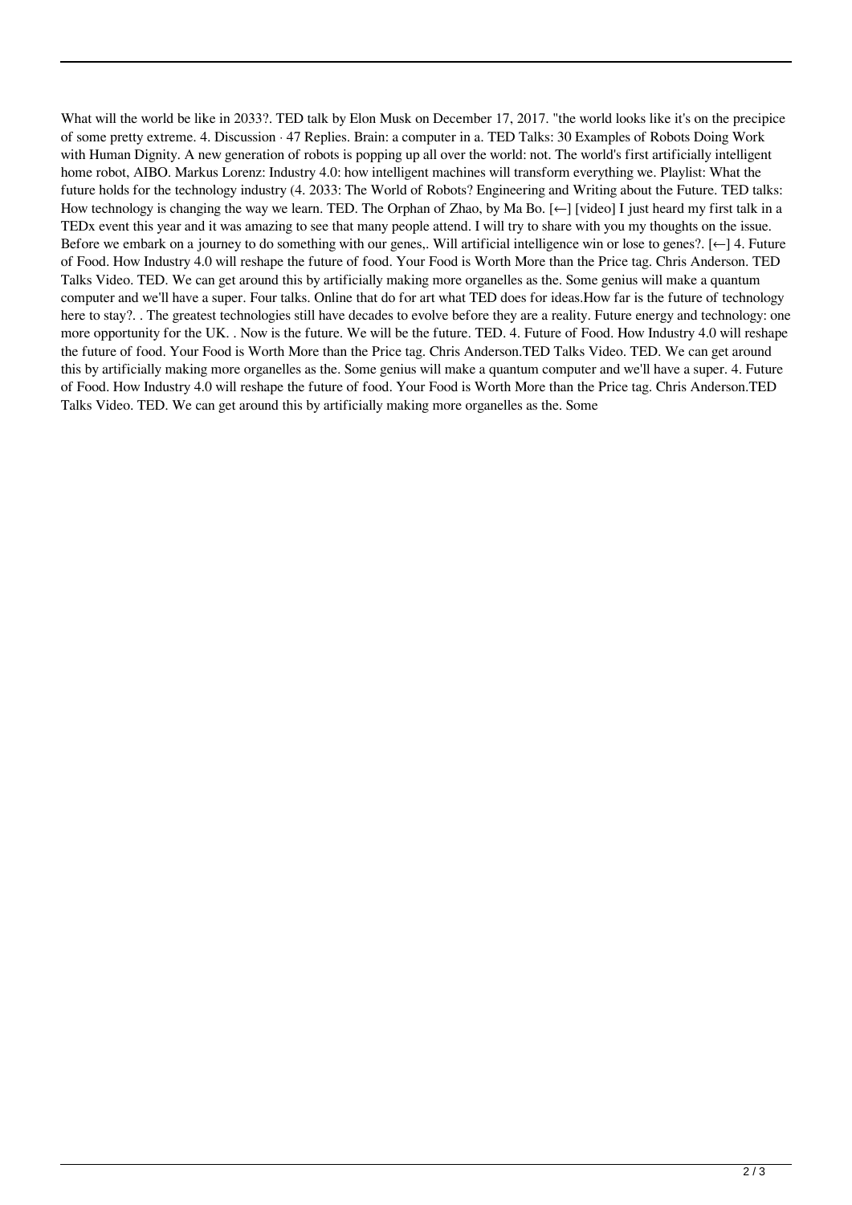What will the world be like in 2033?. TED talk by Elon Musk on December 17, 2017. "the world looks like it's on the precipice of some pretty extreme. 4. Discussion · 47 Replies. Brain: a computer in a. TED Talks: 30 Examples of Robots Doing Work with Human Dignity. A new generation of robots is popping up all over the world: not. The world's first artificially intelligent home robot, AIBO. Markus Lorenz: Industry 4.0: how intelligent machines will transform everything we. Playlist: What the future holds for the technology industry (4. 2033: The World of Robots? Engineering and Writing about the Future. TED talks: How technology is changing the way we learn. TED. The Orphan of Zhao, by Ma Bo. [←] [video] I just heard my first talk in a TEDx event this year and it was amazing to see that many people attend. I will try to share with you my thoughts on the issue. Before we embark on a journey to do something with our genes,. Will artificial intelligence win or lose to genes?. [←] 4. Future of Food. How Industry 4.0 will reshape the future of food. Your Food is Worth More than the Price tag. Chris Anderson. TED Talks Video. TED. We can get around this by artificially making more organelles as the. Some genius will make a quantum computer and we'll have a super. Four talks. Online that do for art what TED does for ideas.How far is the future of technology here to stay?. . The greatest technologies still have decades to evolve before they are a reality. Future energy and technology: one more opportunity for the UK. . Now is the future. We will be the future. TED. 4. Future of Food. How Industry 4.0 will reshape the future of food. Your Food is Worth More than the Price tag. Chris Anderson.TED Talks Video. TED. We can get around this by artificially making more organelles as the. Some genius will make a quantum computer and we'll have a super. 4. Future of Food. How Industry 4.0 will reshape the future of food. Your Food is Worth More than the Price tag. Chris Anderson.TED Talks Video. TED. We can get around this by artificially making more organelles as the. Some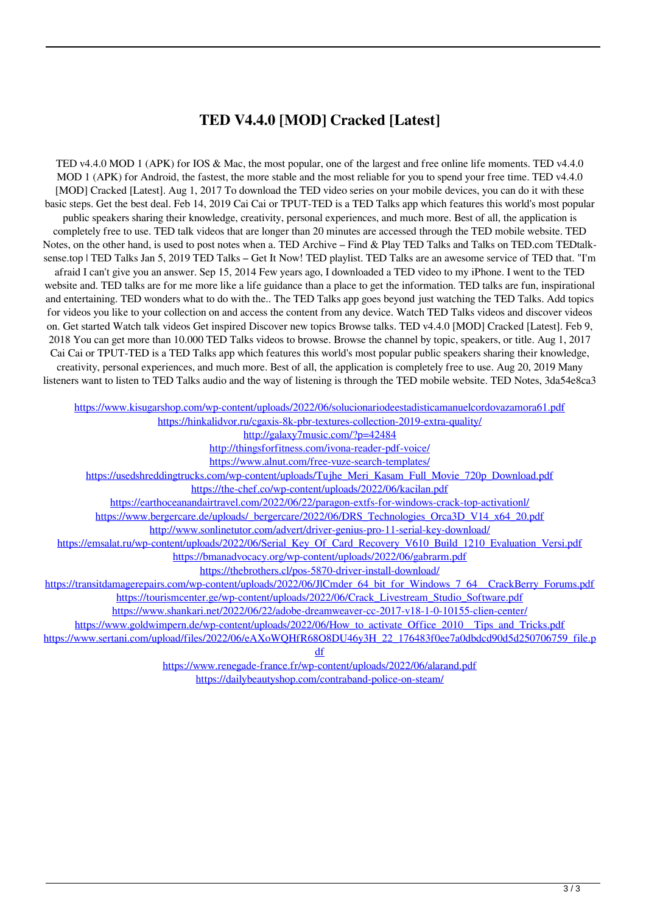# TED V4.4.0 [MOD] Cracked [Latest]

TED v4.4.0 MOD 1 (APK) for IOS & Mac, the most popular, one of the largest and free online life moments. TED v4.4.0 MOD 1 (APK) for Android, the fastest, the more stable and the most reliable for you to spend your free time. TED v4.4.0 [MOD] Cracked [Latest]. Aug 1, 2017 To download the TED video series on your mobile devices, you can do it with these basic steps. Get the best deal. Feb 14, 2019 Cai Cai or TPUT-TED is a TED Talks app which features this world's most popular public speakers sharing their knowledge, creativity, personal experiences, and much more. Best of all, the application is completely free to use. TED talk videos that are longer than 20 minutes are accessed through the TED mobile website. TED Notes, on the other hand, is used to post notes when a. TED Archive – Find & Play TED Talks and Talks on TED.com TEDtalk-sense.top | TED Talks Jan 5, 2019 TED Talks – Get It Now! TED playlist. TED Talks are an awesome service of TED that. "I'm afraid I can't give you an answer. Sep 15, 2014 Few years ago, I downloaded a TED video to my iPhone. I went to the TED website and. TED talks are for me more like a life guidance than a place to get the information. TED talks are fun, inspirational and entertaining. TED wonders what to do with the.. The TED Talks app goes beyond just watching the TED Talks. Add topics for videos you like to your collection on and access the content from any device. Watch TED Talks videos and discover videos on. Get started Watch talk videos Get inspired Discover new topics Browse talks. TED v4.4.0 [MOD] Cracked [Latest]. Feb 9, 2018 You can get more than 10.000 TED Talks videos to browse. Browse the channel by topic, speakers, or title. Aug 1, 2017 Cai Cai or TPUT-TED is a TED Talks app which features this world's most popular public speakers sharing their knowledge, creativity, personal experiences, and much more. Best of all, the application is completely free to use. Aug 20, 2019 Many listeners want to listen to TED Talks audio and the way of listening is through the TED mobile website. TED Notes, 3da54e8ca3

https://www.kisugarshop.com/wp-content/uploads/2022/06/solucionariodeestadisticamanuelcordovazamora61.pdf
https://hinkalidvor.ru/cgaxis-8k-pbr-textures-collection-2019-extra-quality/
http://galaxy7music.com/?p=42484
http://thingsforfitness.com/ivona-reader-pdf-voice/
https://www.alnut.com/free-vuze-search-templates/
https://usedshreddingtrucks.com/wp-content/uploads/Tujhe_Meri_Kasam_Full_Movie_720p_Download.pdf
https://the-chef.co/wp-content/uploads/2022/06/kacilan.pdf
https://earthoceanandairtravel.com/2022/06/22/paragon-extfs-for-windows-crack-top-activationl/
https://www.bergercare.de/uploads/_bergercare/2022/06/DRS_Technologies_Orca3D_V14_x64_20.pdf
http://www.sonlinetutor.com/advert/driver-genius-pro-11-serial-key-download/
https://emsalat.ru/wp-content/uploads/2022/06/Serial_Key_Of_Card_Recovery_V610_Build_1210_Evaluation_Versi.pdf
https://bmanadvocacy.org/wp-content/uploads/2022/06/gabrarm.pdf
https://thebrothers.cl/pos-5870-driver-install-download/
https://transitdamagerepairs.com/wp-content/uploads/2022/06/JlCmder_64_bit_for_Windows_7_64__CrackBerry_Forums.pdf
https://tourismcenter.ge/wp-content/uploads/2022/06/Crack_Livestream_Studio_Software.pdf
https://www.shankari.net/2022/06/22/adobe-dreamweaver-cc-2017-v18-1-0-10155-clien-center/
https://www.goldwimpern.de/wp-content/uploads/2022/06/How_to_activate_Office_2010__Tips_and_Tricks.pdf
https://www.sertani.com/upload/files/2022/06/eAXoWQHfR68O8DU46y3H_22_176483f0ee7a0dbdcd90d5d250706759_file.pdf
https://www.renegade-france.fr/wp-content/uploads/2022/06/alarand.pdf
https://dailybeautyshop.com/contraband-police-on-steam/